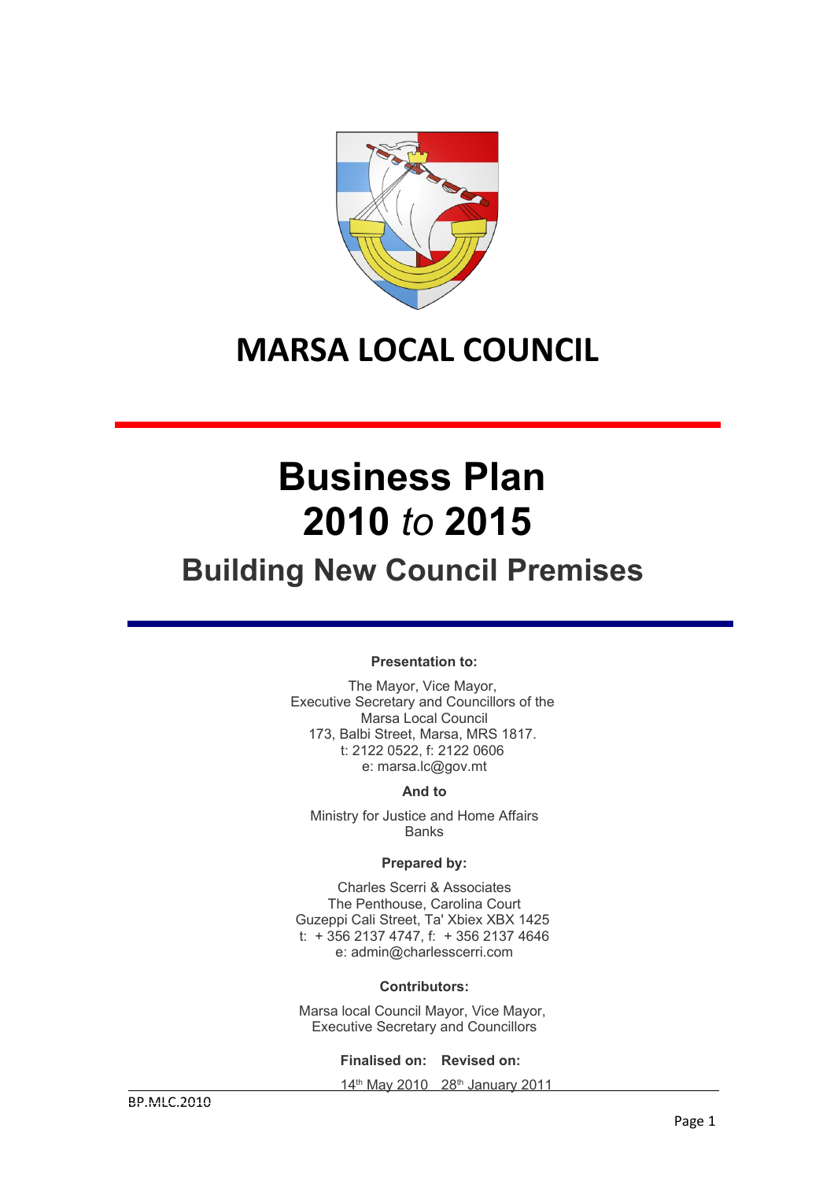# MARSA LOCAL COUNCIL

# Business Plan 2010 *to* 2015

## Building New Council Premises

**Presentation to:**

The Mayor, Vice Mayor,
Executive Secretary and Councillors of the
Marsa Local Council
173, Balbi Street, Marsa, MRS 1817.
t: 2122 0522, f: 2122 0606
e: marsa.lc@gov.mt

**And to**

Ministry for Justice and Home Affairs
Banks

**Prepared by:**

Charles Scerri & Associates
The Penthouse, Carolina Court
Guzeppi Cali Street, Ta' Xbiex XBX 1425
t: + 356 2137 4747, f: + 356 2137 4646
e: admin@charlesscerri.com

**Contributors:**

Marsa local Council Mayor, Vice Mayor,
Executive Secretary and Councillors

| **Finalised on:** | **Revised on:** |
|---|---|
| 14th May 2010 | 28th January 2011 |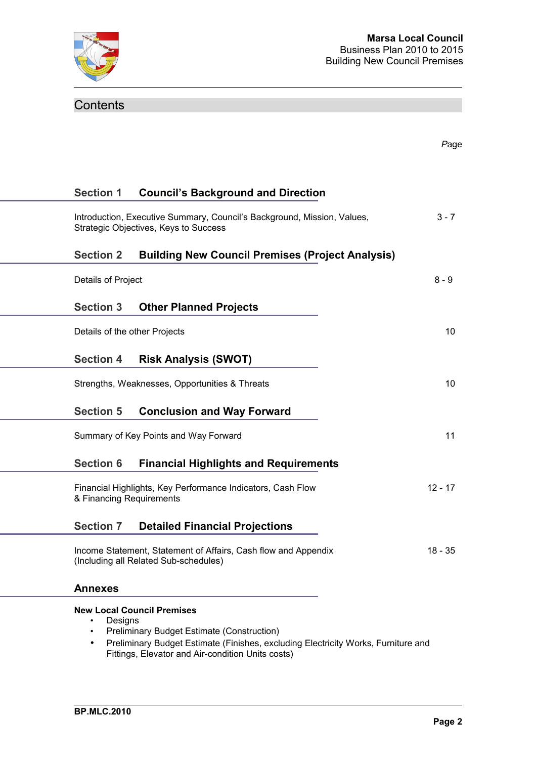# Contents

*Page*

## Section 1 Council's Background and Direction

| | |
|---|---|
| Introduction, Executive Summary, Council's Background, Mission, Values, Strategic Objectives, Keys to Success | 3 - 7 |

## Section 2 Building New Council Premises (Project Analysis)

| | |
|---|---|
| Details of Project | 8 - 9 |

## Section 3 Other Planned Projects

| | |
|---|---|
| Details of the other Projects | 10 |

## Section 4 Risk Analysis (SWOT)

| | |
|---|---|
| Strengths, Weaknesses, Opportunities & Threats | 10 |

## Section 5 Conclusion and Way Forward

| | |
|---|---|
| Summary of Key Points and Way Forward | 11 |

## Section 6 Financial Highlights and Requirements

| | |
|---|---|
| Financial Highlights, Key Performance Indicators, Cash Flow & Financing Requirements | 12 - 17 |

## Section 7 Detailed Financial Projections

| | |
|---|---|
| Income Statement, Statement of Affairs, Cash flow and Appendix (Including all Related Sub-schedules) | 18 - 35 |

## Annexes

**New Local Council Premises**

- Designs
- Preliminary Budget Estimate (Construction)
- Preliminary Budget Estimate (Finishes, excluding Electricity Works, Furniture and Fittings, Elevator and Air-condition Units costs)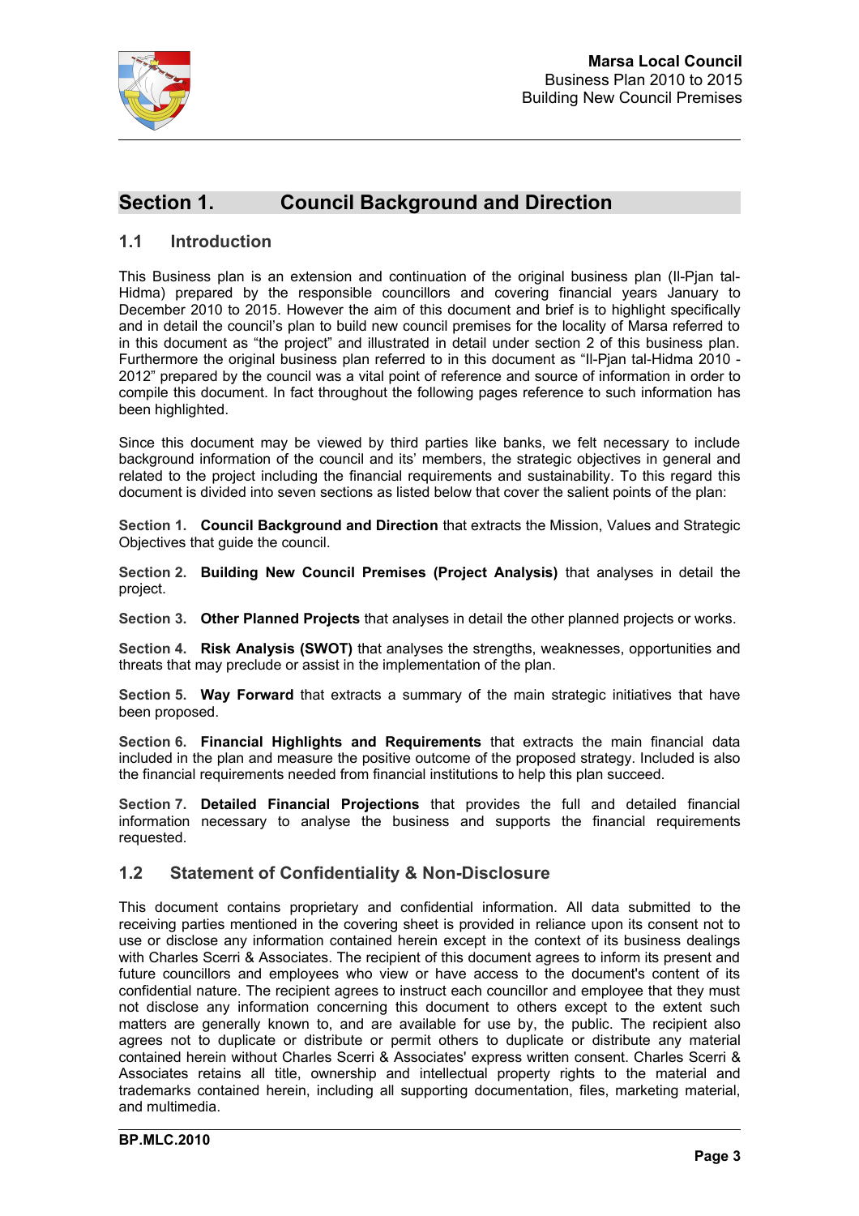## Section 1. Council Background and Direction

### 1.1 Introduction

This Business plan is an extension and continuation of the original business plan (Il-Pjan tal-Hidma) prepared by the responsible councillors and covering financial years January to December 2010 to 2015. However the aim of this document and brief is to highlight specifically and in detail the council's plan to build new council premises for the locality of Marsa referred to in this document as "the project" and illustrated in detail under section 2 of this business plan. Furthermore the original business plan referred to in this document as "Il-Pjan tal-Hidma 2010 - 2012" prepared by the council was a vital point of reference and source of information in order to compile this document. In fact throughout the following pages reference to such information has been highlighted.

Since this document may be viewed by third parties like banks, we felt necessary to include background information of the council and its' members, the strategic objectives in general and related to the project including the financial requirements and sustainability. To this regard this document is divided into seven sections as listed below that cover the salient points of the plan:

**Section 1. Council Background and Direction** that extracts the Mission, Values and Strategic Objectives that guide the council.

**Section 2. Building New Council Premises (Project Analysis)** that analyses in detail the project.

**Section 3. Other Planned Projects** that analyses in detail the other planned projects or works.

**Section 4. Risk Analysis (SWOT)** that analyses the strengths, weaknesses, opportunities and threats that may preclude or assist in the implementation of the plan.

**Section 5. Way Forward** that extracts a summary of the main strategic initiatives that have been proposed.

**Section 6. Financial Highlights and Requirements** that extracts the main financial data included in the plan and measure the positive outcome of the proposed strategy. Included is also the financial requirements needed from financial institutions to help this plan succeed.

**Section 7. Detailed Financial Projections** that provides the full and detailed financial information necessary to analyse the business and supports the financial requirements requested.

### 1.2 Statement of Confidentiality & Non-Disclosure

This document contains proprietary and confidential information. All data submitted to the receiving parties mentioned in the covering sheet is provided in reliance upon its consent not to use or disclose any information contained herein except in the context of its business dealings with Charles Scerri & Associates. The recipient of this document agrees to inform its present and future councillors and employees who view or have access to the document's content of its confidential nature. The recipient agrees to instruct each councillor and employee that they must not disclose any information concerning this document to others except to the extent such matters are generally known to, and are available for use by, the public. The recipient also agrees not to duplicate or distribute or permit others to duplicate or distribute any material contained herein without Charles Scerri & Associates' express written consent. Charles Scerri & Associates retains all title, ownership and intellectual property rights to the material and trademarks contained herein, including all supporting documentation, files, marketing material, and multimedia.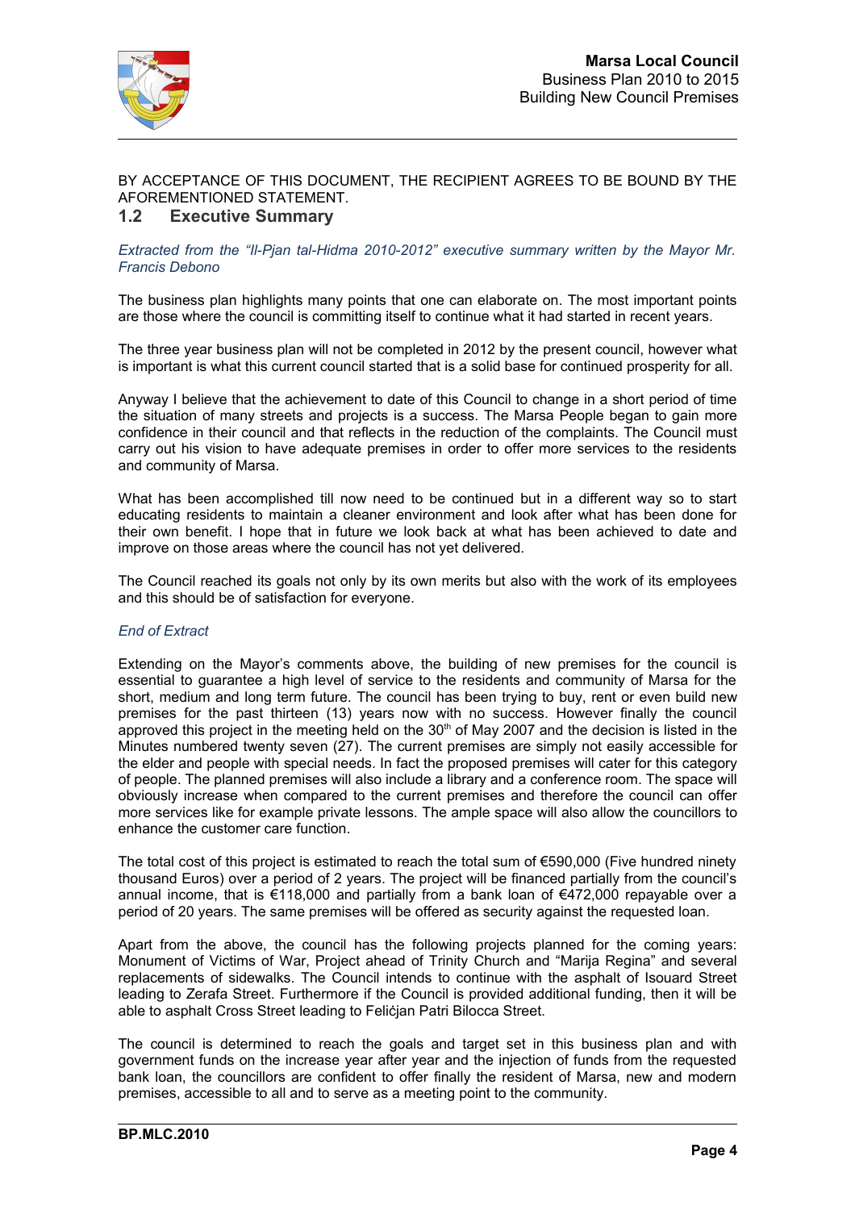BY ACCEPTANCE OF THIS DOCUMENT, THE RECIPIENT AGREES TO BE BOUND BY THE AFOREMENTIONED STATEMENT.

## 1.2 Executive Summary

*Extracted from the "Il-Pjan tal-Hidma 2010-2012" executive summary written by the Mayor Mr. Francis Debono*

The business plan highlights many points that one can elaborate on. The most important points are those where the council is committing itself to continue what it had started in recent years.

The three year business plan will not be completed in 2012 by the present council, however what is important is what this current council started that is a solid base for continued prosperity for all.

Anyway I believe that the achievement to date of this Council to change in a short period of time the situation of many streets and projects is a success. The Marsa People began to gain more confidence in their council and that reflects in the reduction of the complaints. The Council must carry out his vision to have adequate premises in order to offer more services to the residents and community of Marsa.

What has been accomplished till now need to be continued but in a different way so to start educating residents to maintain a cleaner environment and look after what has been done for their own benefit. I hope that in future we look back at what has been achieved to date and improve on those areas where the council has not yet delivered.

The Council reached its goals not only by its own merits but also with the work of its employees and this should be of satisfaction for everyone.

*End of Extract*

Extending on the Mayor's comments above, the building of new premises for the council is essential to guarantee a high level of service to the residents and community of Marsa for the short, medium and long term future. The council has been trying to buy, rent or even build new premises for the past thirteen (13) years now with no success. However finally the council approved this project in the meeting held on the 30th of May 2007 and the decision is listed in the Minutes numbered twenty seven (27). The current premises are simply not easily accessible for the elder and people with special needs. In fact the proposed premises will cater for this category of people. The planned premises will also include a library and a conference room. The space will obviously increase when compared to the current premises and therefore the council can offer more services like for example private lessons. The ample space will also allow the councillors to enhance the customer care function.

The total cost of this project is estimated to reach the total sum of €590,000 (Five hundred ninety thousand Euros) over a period of 2 years. The project will be financed partially from the council's annual income, that is €118,000 and partially from a bank loan of €472,000 repayable over a period of 20 years. The same premises will be offered as security against the requested loan.

Apart from the above, the council has the following projects planned for the coming years: Monument of Victims of War, Project ahead of Trinity Church and "Marija Regina" and several replacements of sidewalks. The Council intends to continue with the asphalt of Isouard Street leading to Zerafa Street. Furthermore if the Council is provided additional funding, then it will be able to asphalt Cross Street leading to Felićjan Patri Bilocca Street.

The council is determined to reach the goals and target set in this business plan and with government funds on the increase year after year and the injection of funds from the requested bank loan, the councillors are confident to offer finally the resident of Marsa, new and modern premises, accessible to all and to serve as a meeting point to the community.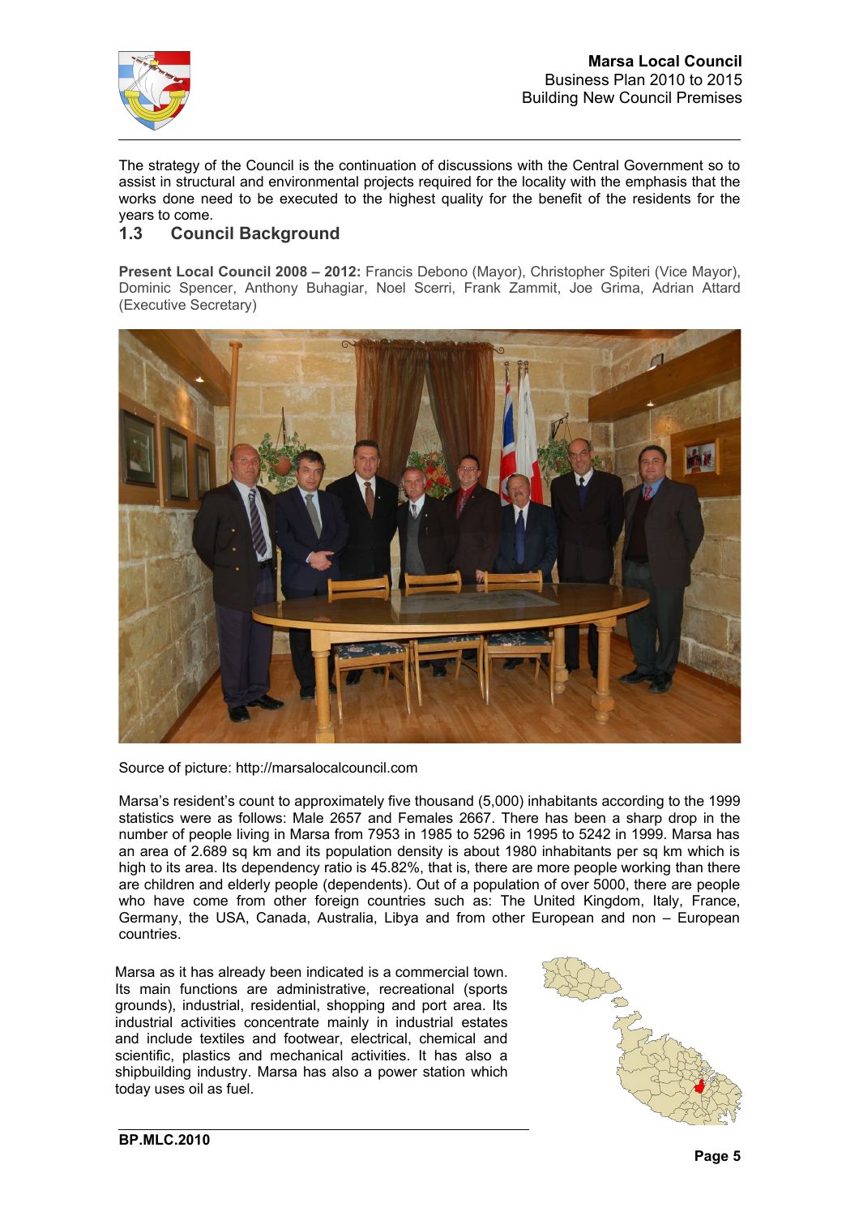The strategy of the Council is the continuation of discussions with the Central Government so to assist in structural and environmental projects required for the locality with the emphasis that the works done need to be executed to the highest quality for the benefit of the residents for the years to come.

## 1.3 Council Background

**Present Local Council 2008 – 2012:** Francis Debono (Mayor), Christopher Spiteri (Vice Mayor), Dominic Spencer, Anthony Buhagiar, Noel Scerri, Frank Zammit, Joe Grima, Adrian Attard (Executive Secretary)

Source of picture: http://marsalocalcouncil.com

Marsa's resident's count to approximately five thousand (5,000) inhabitants according to the 1999 statistics were as follows: Male 2657 and Females 2667. There has been a sharp drop in the number of people living in Marsa from 7953 in 1985 to 5296 in 1995 to 5242 in 1999. Marsa has an area of 2.689 sq km and its population density is about 1980 inhabitants per sq km which is high to its area. Its dependency ratio is 45.82%, that is, there are more people working than there are children and elderly people (dependents). Out of a population of over 5000, there are people who have come from other foreign countries such as: The United Kingdom, Italy, France, Germany, the USA, Canada, Australia, Libya and from other European and non – European countries.

Marsa as it has already been indicated is a commercial town. Its main functions are administrative, recreational (sports grounds), industrial, residential, shopping and port area. Its industrial activities concentrate mainly in industrial estates and include textiles and footwear, electrical, chemical and scientific, plastics and mechanical activities. It has also a shipbuilding industry. Marsa has also a power station which today uses oil as fuel.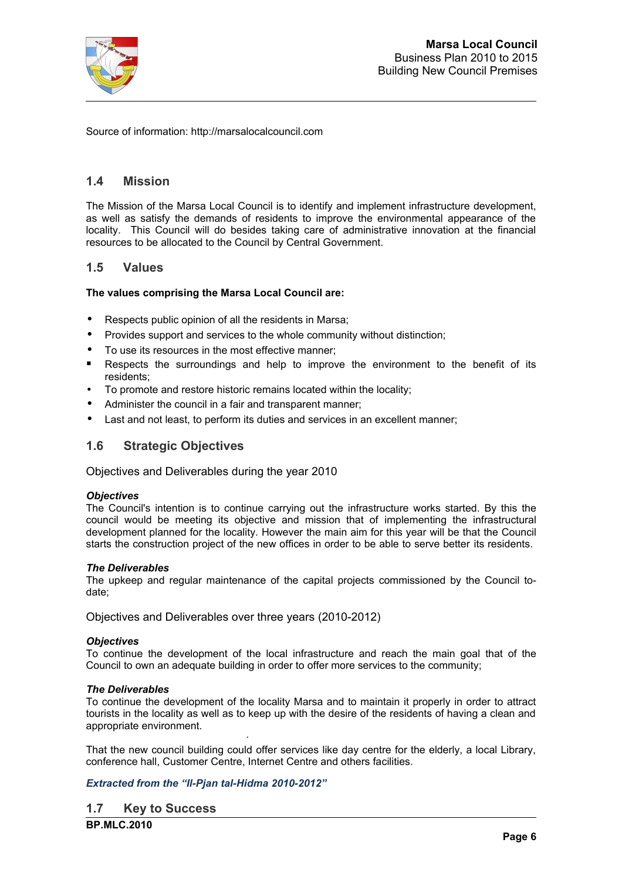Source of information: http://marsalocalcouncil.com

## 1.4 Mission

The Mission of the Marsa Local Council is to identify and implement infrastructure development, as well as satisfy the demands of residents to improve the environmental appearance of the locality.  This Council will do besides taking care of administrative innovation at the financial resources to be allocated to the Council by Central Government.

## 1.5 Values

**The values comprising the Marsa Local Council are:**

- Respects public opinion of all the residents in Marsa;
- Provides support and services to the whole community without distinction;
- To use its resources in the most effective manner;
- Respects the surroundings and help to improve the environment to the benefit of its residents;
- To promote and restore historic remains located within the locality;
- Administer the council in a fair and transparent manner;
- Last and not least, to perform its duties and services in an excellent manner;

## 1.6 Strategic Objectives

Objectives and Deliverables during the year 2010

***Objectives***
The Council's intention is to continue carrying out the infrastructure works started. By this the council would be meeting its objective and mission that of implementing the infrastructural development planned for the locality. However the main aim for this year will be that the Council starts the construction project of the new offices in order to be able to serve better its residents.

***The Deliverables***
The upkeep and regular maintenance of the capital projects commissioned by the Council to-date;

Objectives and Deliverables over three years (2010-2012)

***Objectives***
To continue the development of the local infrastructure and reach the main goal that of the Council to own an adequate building in order to offer more services to the community;

***The Deliverables***
To continue the development of the locality Marsa and to maintain it properly in order to attract tourists in the locality as well as to keep up with the desire of the residents of having a clean and appropriate environment.

That the new council building could offer services like day centre for the elderly, a local Library, conference hall, Customer Centre, Internet Centre and others facilities.

***Extracted from the "Il-Pjan tal-Hidma 2010-2012"***

## 1.7 Key to Success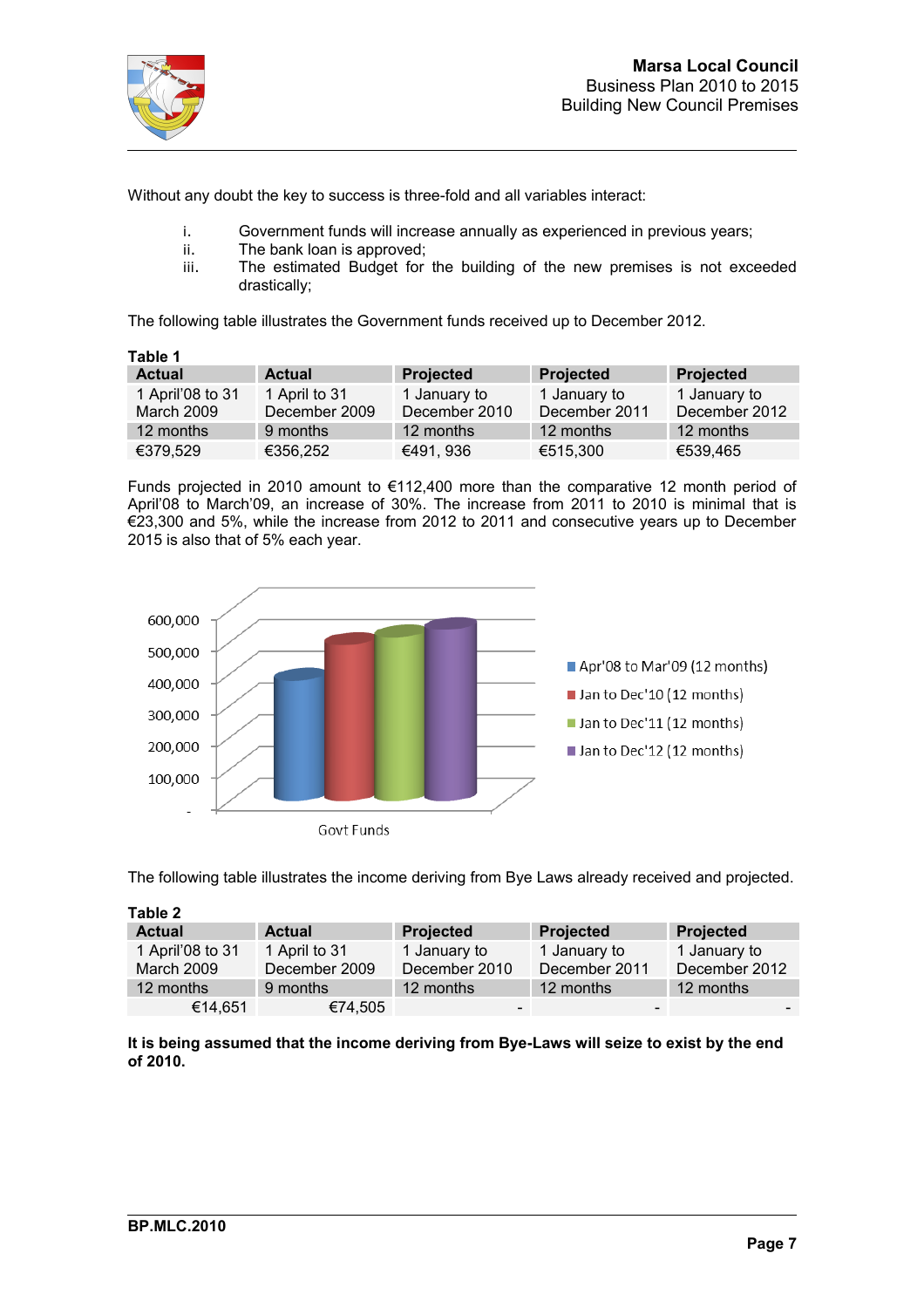Without any doubt the key to success is three-fold and all variables interact:

i. Government funds will increase annually as experienced in previous years;
ii. The bank loan is approved;
iii. The estimated Budget for the building of the new premises is not exceeded drastically;

The following table illustrates the Government funds received up to December 2012.

**Table 1**

| Actual | Actual | Projected | Projected | Projected |
|---|---|---|---|---|
| 1 April'08 to 31 March 2009 | 1 April to 31 December 2009 | 1 January to December 2010 | 1 January to December 2011 | 1 January to December 2012 |
| 12 months | 9 months | 12 months | 12 months | 12 months |
| €379,529 | €356,252 | €491, 936 | €515,300 | €539,465 |

Funds projected in 2010 amount to €112,400 more than the comparative 12 month period of April'08 to March'09, an increase of 30%. The increase from 2011 to 2010 is minimal that is €23,300 and 5%, while the increase from 2012 to 2011 and consecutive years up to December 2015 is also that of 5% each year.

The following table illustrates the income deriving from Bye Laws already received and projected.

**Table 2**

| Actual | Actual | Projected | Projected | Projected |
|---|---|---|---|---|
| 1 April'08 to 31 March 2009 | 1 April to 31 December 2009 | 1 January to December 2010 | 1 January to December 2011 | 1 January to December 2012 |
| 12 months | 9 months | 12 months | 12 months | 12 months |
| €14,651 | €74,505 | - | - | - |

**It is being assumed that the income deriving from Bye-Laws will seize to exist by the end of 2010.**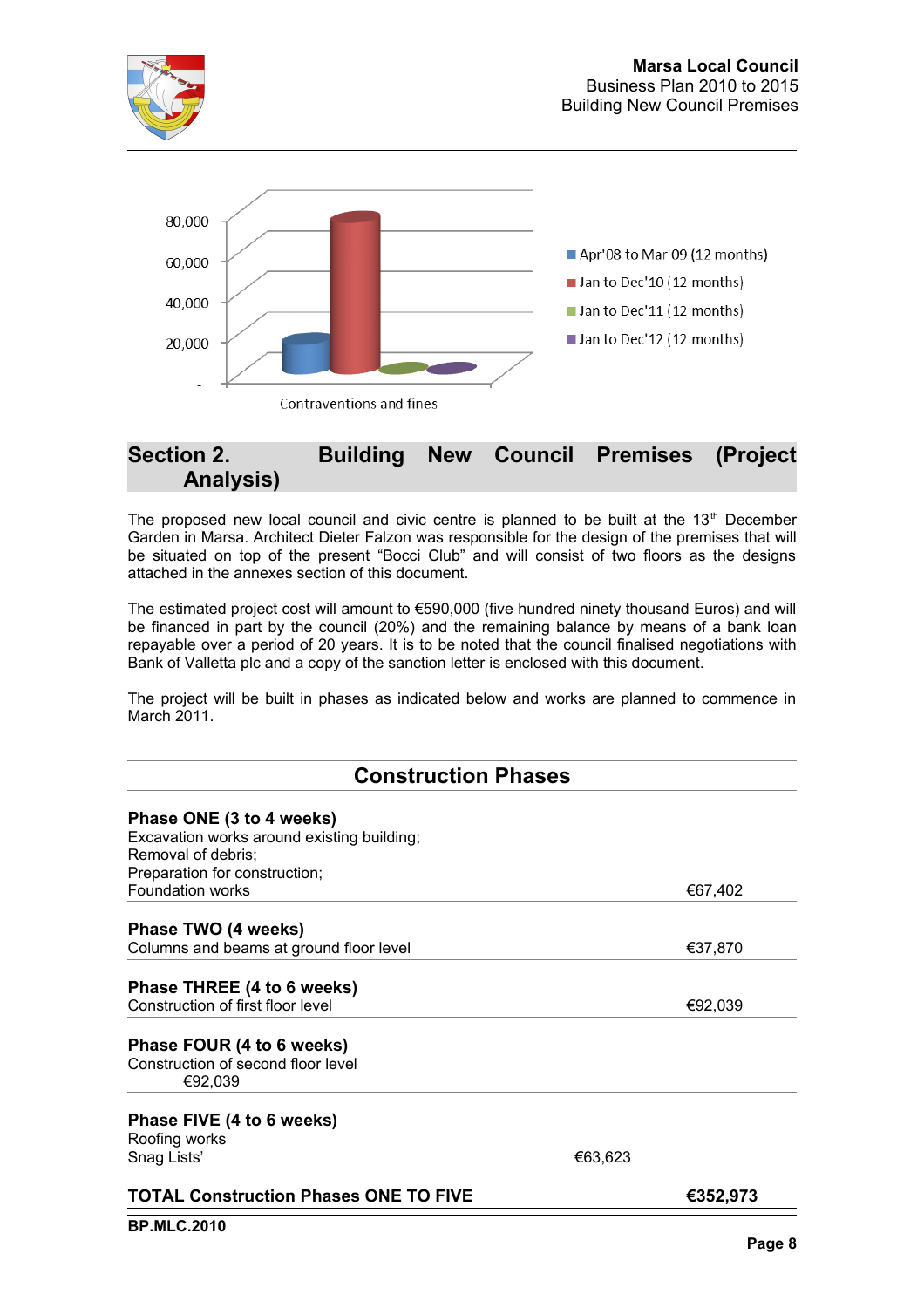80,000

60,000

40,000

20,000

-

Apr'08 to Mar'09 (12 months)

Jan to Dec'10 (12 months)

Jan to Dec'11 (12 months)

Jan to Dec'12 (12 months)

Contraventions and fines

## Section 2. Building New Council Premises (Project Analysis)

The proposed new local council and civic centre is planned to be built at the 13th December Garden in Marsa. Architect Dieter Falzon was responsible for the design of the premises that will be situated on top of the present "Bocci Club" and will consist of two floors as the designs attached in the annexes section of this document.

The estimated project cost will amount to €590,000 (five hundred ninety thousand Euros) and will be financed in part by the council (20%) and the remaining balance by means of a bank loan repayable over a period of 20 years. It is to be noted that the council finalised negotiations with Bank of Valletta plc and a copy of the sanction letter is enclosed with this document.

The project will be built in phases as indicated below and works are planned to commence in March 2011.

### Construction Phases

**Phase ONE (3 to 4 weeks)**
Excavation works around existing building;
Removal of debris;
Preparation for construction;
Foundation works — €67,402

**Phase TWO (4 weeks)**
Columns and beams at ground floor level — €37,870

**Phase THREE (4 to 6 weeks)**
Construction of first floor level — €92,039

**Phase FOUR (4 to 6 weeks)**
Construction of second floor level
€92,039

**Phase FIVE (4 to 6 weeks)**
Roofing works
Snag Lists' — €63,623

**TOTAL Construction Phases ONE TO FIVE — €352,973**

**BP.MLC.2010**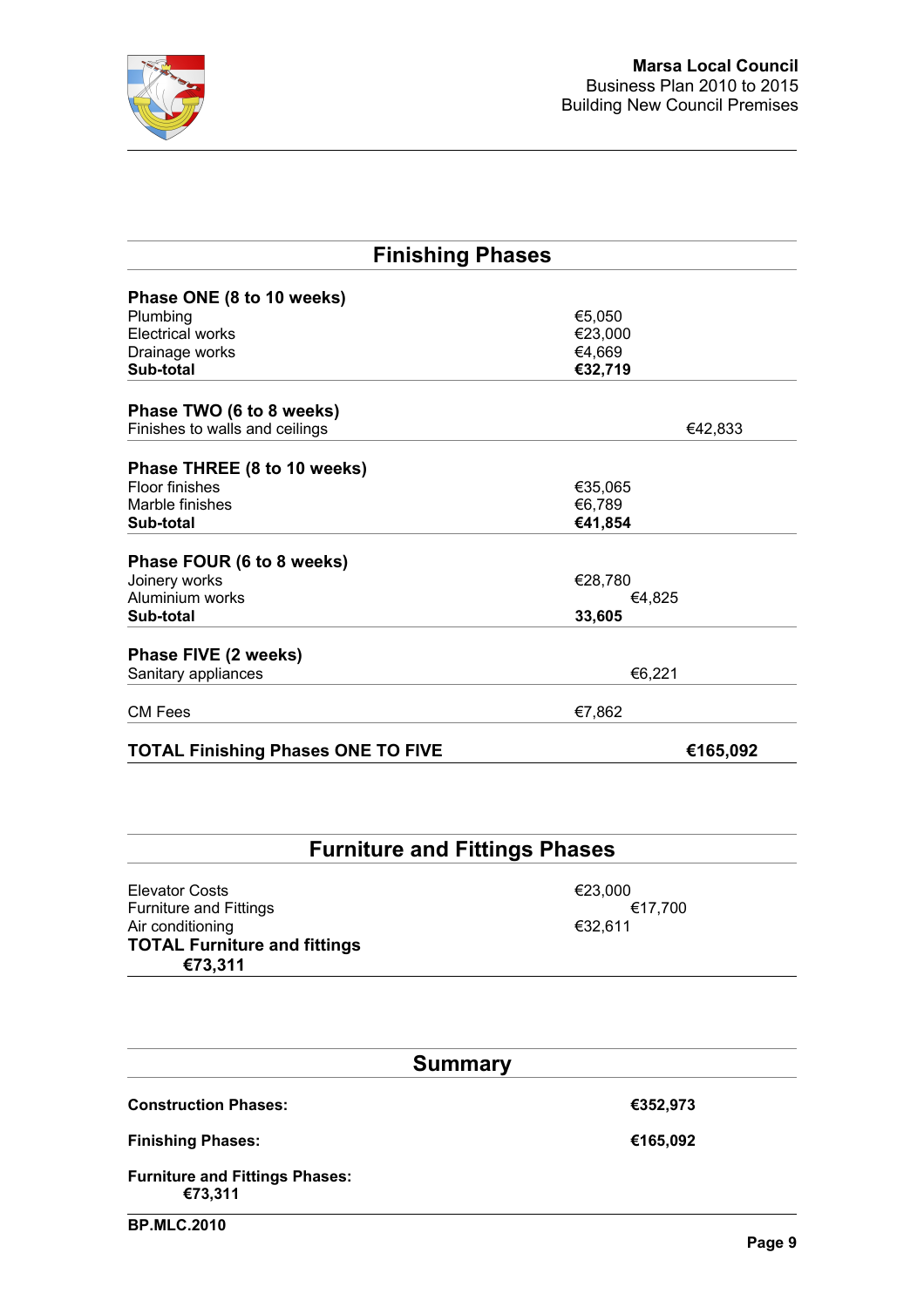## Finishing Phases

| | | |
|---|---|---|
| **Phase ONE (8 to 10 weeks)** | | |
| Plumbing | €5,050 | |
| Electrical works | €23,000 | |
| Drainage works | €4,669 | |
| **Sub-total** | **€32,719** | |
| **Phase TWO (6 to 8 weeks)** | | |
| Finishes to walls and ceilings | | €42,833 |
| **Phase THREE (8 to 10 weeks)** | | |
| Floor finishes | €35,065 | |
| Marble finishes | €6,789 | |
| **Sub-total** | **€41,854** | |
| **Phase FOUR (6 to 8 weeks)** | | |
| Joinery works | €28,780 | |
| Aluminium works | €4,825 | |
| **Sub-total** | **33,605** | |
| **Phase FIVE (2 weeks)** | | |
| Sanitary appliances | €6,221 | |
| CM Fees | €7,862 | |
| **TOTAL Finishing Phases ONE TO FIVE** | | **€165,092** |

## Furniture and Fittings Phases

| | |
|---|---|
| Elevator Costs | €23,000 |
| Furniture and Fittings | €17,700 |
| Air conditioning | €32,611 |
| **TOTAL Furniture and fittings** | **€73,311** |

## Summary

| | |
|---|---|
| **Construction Phases:** | **€352,973** |
| **Finishing Phases:** | **€165,092** |
| **Furniture and Fittings Phases:** | **€73,311** |

**BP.MLC.2010**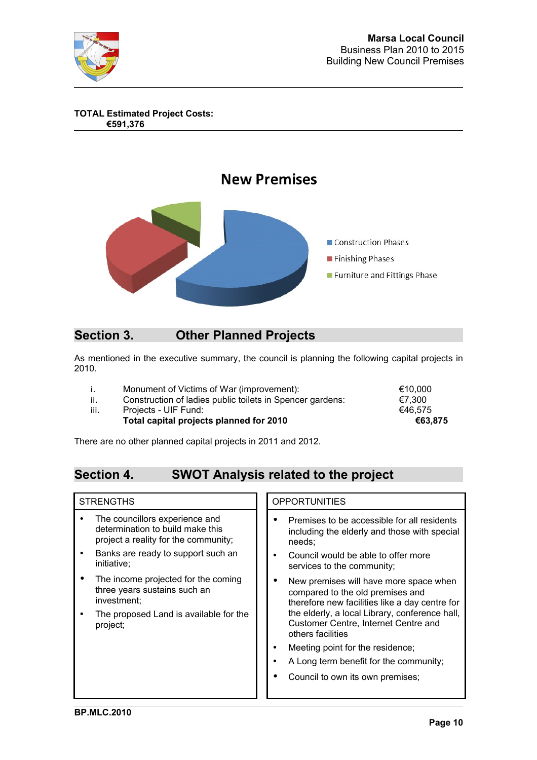**TOTAL Estimated Project Costs:**
**€591,376**

**New Premises**

- Construction Phases
- Finishing Phases
- Furniture and Fittings Phase

## Section 3. Other Planned Projects

As mentioned in the executive summary, the council is planning the following capital projects in 2010.

| | | |
|---|---|---|
| i. | Monument of Victims of War (improvement): | €10,000 |
| ii. | Construction of ladies public toilets in Spencer gardens: | €7,300 |
| iii. | Projects - UIF Fund: | €46,575 |
| | **Total capital projects planned for 2010** | **€63,875** |

There are no other planned capital projects in 2011 and 2012.

## Section 4. SWOT Analysis related to the project

| STRENGTHS | OPPORTUNITIES |
|---|---|
| • The councillors experience and determination to build make this project a reality for the community;<br>• Banks are ready to support such an initiative;<br>• The income projected for the coming three years sustains such an investment;<br>• The proposed Land is available for the project; | • Premises to be accessible for all residents including the elderly and those with special needs;<br>• Council would be able to offer more services to the community;<br>• New premises will have more space when compared to the old premises and therefore new facilities like a day centre for the elderly, a local Library, conference hall, Customer Centre, Internet Centre and others facilities<br>• Meeting point for the residence;<br>• A Long term benefit for the community;<br>• Council to own its own premises; |

BP.MLC.2010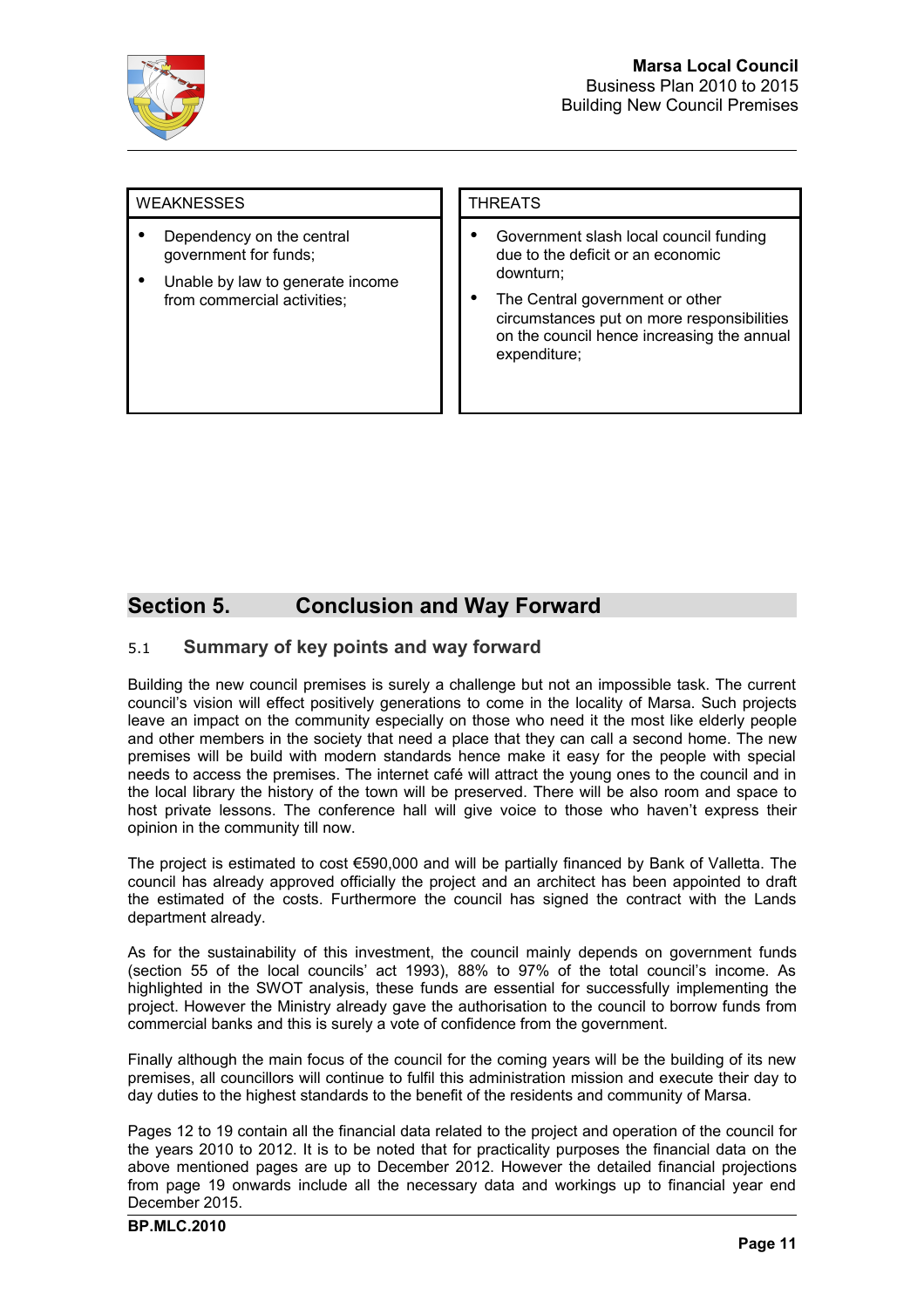| WEAKNESSES | THREATS |
| --- | --- |
| • Dependency on the central government for funds;<br>• Unable by law to generate income from commercial activities; | • Government slash local council funding due to the deficit or an economic downturn;<br>• The Central government or other circumstances put on more responsibilities on the council hence increasing the annual expenditure; |

## Section 5. Conclusion and Way Forward

### 5.1 Summary of key points and way forward

Building the new council premises is surely a challenge but not an impossible task. The current council's vision will effect positively generations to come in the locality of Marsa. Such projects leave an impact on the community especially on those who need it the most like elderly people and other members in the society that need a place that they can call a second home. The new premises will be build with modern standards hence make it easy for the people with special needs to access the premises. The internet café will attract the young ones to the council and in the local library the history of the town will be preserved. There will be also room and space to host private lessons. The conference hall will give voice to those who haven't express their opinion in the community till now.

The project is estimated to cost €590,000 and will be partially financed by Bank of Valletta. The council has already approved officially the project and an architect has been appointed to draft the estimated of the costs. Furthermore the council has signed the contract with the Lands department already.

As for the sustainability of this investment, the council mainly depends on government funds (section 55 of the local councils' act 1993), 88% to 97% of the total council's income. As highlighted in the SWOT analysis, these funds are essential for successfully implementing the project. However the Ministry already gave the authorisation to the council to borrow funds from commercial banks and this is surely a vote of confidence from the government.

Finally although the main focus of the council for the coming years will be the building of its new premises, all councillors will continue to fulfil this administration mission and execute their day to day duties to the highest standards to the benefit of the residents and community of Marsa.

Pages 12 to 19 contain all the financial data related to the project and operation of the council for the years 2010 to 2012. It is to be noted that for practicality purposes the financial data on the above mentioned pages are up to December 2012. However the detailed financial projections from page 19 onwards include all the necessary data and workings up to financial year end December 2015.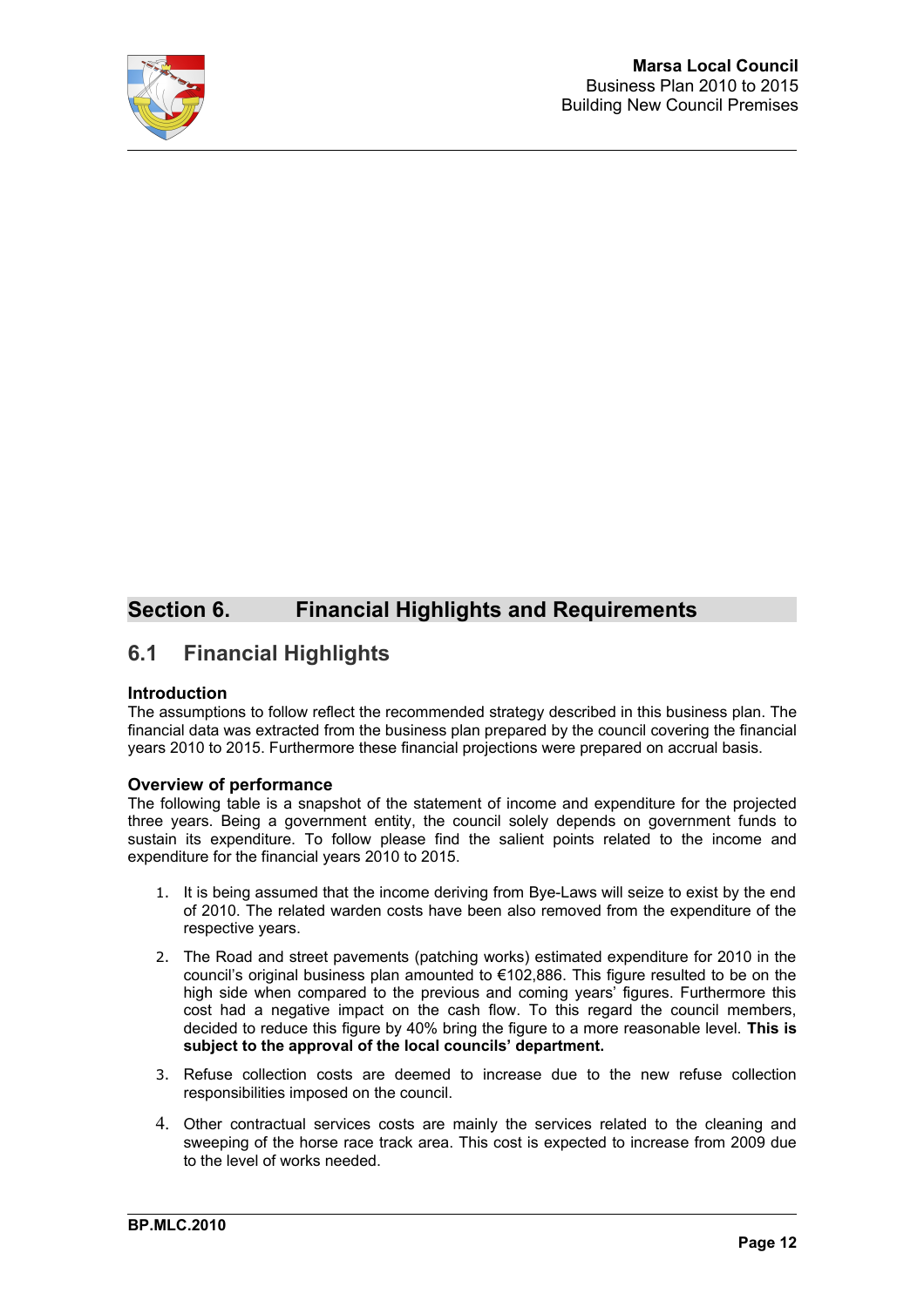# Section 6. Financial Highlights and Requirements

## 6.1 Financial Highlights

### Introduction

The assumptions to follow reflect the recommended strategy described in this business plan. The financial data was extracted from the business plan prepared by the council covering the financial years 2010 to 2015. Furthermore these financial projections were prepared on accrual basis.

### Overview of performance

The following table is a snapshot of the statement of income and expenditure for the projected three years. Being a government entity, the council solely depends on government funds to sustain its expenditure. To follow please find the salient points related to the income and expenditure for the financial years 2010 to 2015.

1. It is being assumed that the income deriving from Bye-Laws will seize to exist by the end of 2010. The related warden costs have been also removed from the expenditure of the respective years.
2. The Road and street pavements (patching works) estimated expenditure for 2010 in the council's original business plan amounted to €102,886. This figure resulted to be on the high side when compared to the previous and coming years' figures. Furthermore this cost had a negative impact on the cash flow. To this regard the council members, decided to reduce this figure by 40% bring the figure to a more reasonable level. **This is subject to the approval of the local councils' department.**
3. Refuse collection costs are deemed to increase due to the new refuse collection responsibilities imposed on the council.
4. Other contractual services costs are mainly the services related to the cleaning and sweeping of the horse race track area. This cost is expected to increase from 2009 due to the level of works needed.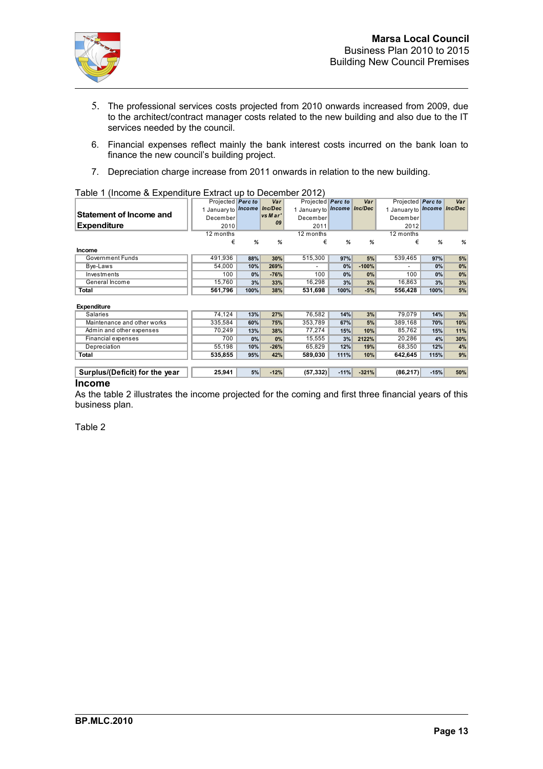5. The professional services costs projected from 2010 onwards increased from 2009, due to the architect/contract manager costs related to the new building and also due to the IT services needed by the council.

6. Financial expenses reflect mainly the bank interest costs incurred on the bank loan to finance the new council's building project.

7. Depreciation charge increase from 2011 onwards in relation to the new building.

Table 1 (Income & Expenditure Extract up to December 2012)

| Statement of Income and Expenditure | Projected 1 January to December 2010 | Perc to Income | Var Inc/Dec vs Mar' 09 | Projected 1 January to December 2011 | Perc to Income | Var Inc/Dec | Projected 1 January to December 2012 | Perc to Income | Var Inc/Dec |
|---|---|---|---|---|---|---|---|---|---|
| | 12 months | | | 12 months | | | 12 months | | |
| | € | % | % | € | % | % | € | % | % |
| **Income** | | | | | | | | | |
| Government Funds | 491,936 | 88% | 30% | 515,300 | 97% | 5% | 539,465 | 97% | 5% |
| Bye-Laws | 54,000 | 10% | 269% | - | 0% | -100% | - | 0% | 0% |
| Investments | 100 | 0% | -76% | 100 | 0% | 0% | 100 | 0% | 0% |
| General Income | 15,760 | 3% | 33% | 16,298 | 3% | 3% | 16,863 | 3% | 3% |
| **Total** | **561,796** | **100%** | **38%** | **531,698** | **100%** | **-5%** | **556,428** | **100%** | **5%** |
| | | | | | | | | | |
| **Expenditure** | | | | | | | | | |
| Salaries | 74,124 | 13% | 27% | 76,582 | 14% | 3% | 79,079 | 14% | 3% |
| Maintenance and other works | 335,584 | 60% | 75% | 353,789 | 67% | 5% | 389,168 | 70% | 10% |
| Admin and other expenses | 70,249 | 13% | 38% | 77,274 | 15% | 10% | 85,762 | 15% | 11% |
| Financial expenses | 700 | 0% | 0% | 15,555 | 3% | 2122% | 20,286 | 4% | 30% |
| Depreciation | 55,198 | 10% | -26% | 65,829 | 12% | 19% | 68,350 | 12% | 4% |
| **Total** | **535,855** | **95%** | **42%** | **589,030** | **111%** | **10%** | **642,645** | **115%** | **9%** |
| | | | | | | | | | |
| **Surplus/(Deficit) for the year** | **25,941** | **5%** | **-12%** | **(57,332)** | **-11%** | **-321%** | **(86,217)** | **-15%** | **50%** |

## Income

As the table 2 illustrates the income projected for the coming and first three financial years of this business plan.

Table 2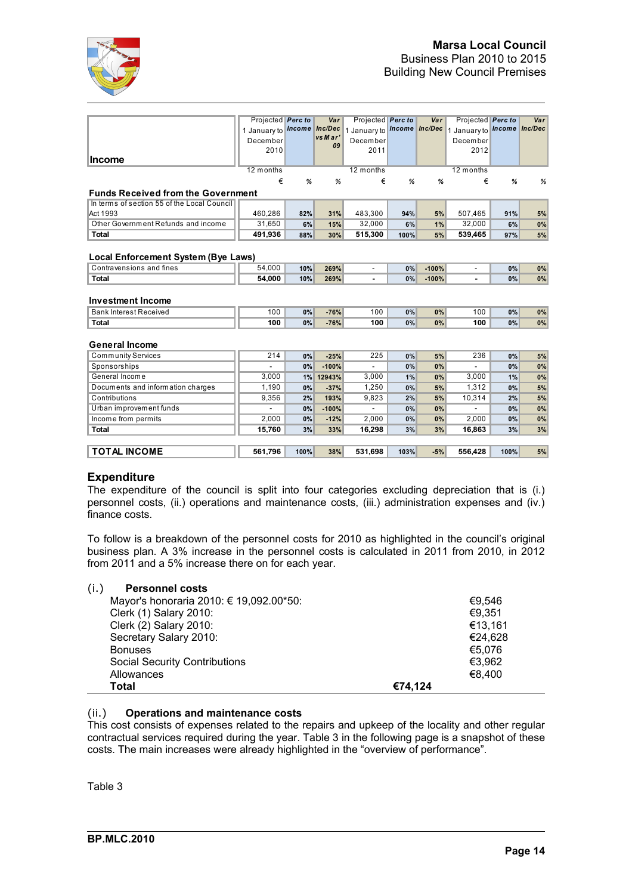| Income | Projected 1 January to December 2010 | Perc to Income | Var Inc/Dec vs Mar' 09 | Projected 1 January to December 2011 | Perc to Income | Var Inc/Dec | Projected 1 January to December 2012 | Perc to Income | Var Inc/Dec |
|---|---|---|---|---|---|---|---|---|---|
| | 12 months | | | 12 months | | | 12 months | | |
| | € | % | % | € | % | % | € | % | % |
| **Funds Received from the Government** | | | | | | | | | |
| In terms of section 55 of the Local Council Act 1993 | 460,286 | 82% | 31% | 483,300 | 94% | 5% | 507,465 | 91% | 5% |
| Other Government Refunds and income | 31,650 | 6% | 15% | 32,000 | 6% | 1% | 32,000 | 6% | 0% |
| **Total** | **491,936** | 88% | 30% | **515,300** | 100% | 5% | **539,465** | 97% | 5% |
| **Local Enforcement System (Bye Laws)** | | | | | | | | | |
| Contraventions and fines | 54,000 | 10% | 269% | - | 0% | -100% | - | 0% | 0% |
| **Total** | **54,000** | 10% | 269% | **-** | 0% | -100% | **-** | 0% | 0% |
| **Investment Income** | | | | | | | | | |
| Bank Interest Received | 100 | 0% | -76% | 100 | 0% | 0% | 100 | 0% | 0% |
| **Total** | **100** | 0% | -76% | **100** | 0% | 0% | **100** | 0% | 0% |
| **General Income** | | | | | | | | | |
| Community Services | 214 | 0% | -25% | 225 | 0% | 5% | 236 | 0% | 5% |
| Sponsorships | - | 0% | -100% | - | 0% | 0% | - | 0% | 0% |
| General Income | 3,000 | 1% | 12943% | 3,000 | 1% | 0% | 3,000 | 1% | 0% |
| Documents and information charges | 1,190 | 0% | -37% | 1,250 | 0% | 5% | 1,312 | 0% | 5% |
| Contributions | 9,356 | 2% | 193% | 9,823 | 2% | 5% | 10,314 | 2% | 5% |
| Urban improvement funds | - | 0% | -100% | - | 0% | 0% | - | 0% | 0% |
| Income from permits | 2,000 | 0% | -12% | 2,000 | 0% | 0% | 2,000 | 0% | 0% |
| **Total** | **15,760** | 3% | 33% | **16,298** | 3% | 3% | **16,863** | 3% | 3% |
| **TOTAL INCOME** | **561,796** | 100% | 38% | **531,698** | 103% | -5% | **556,428** | 100% | 5% |

## Expenditure

The expenditure of the council is split into four categories excluding depreciation that is (i.) personnel costs, (ii.) operations and maintenance costs, (iii.) administration expenses and (iv.) finance costs.

To follow is a breakdown of the personnel costs for 2010 as highlighted in the council's original business plan. A 3% increase in the personnel costs is calculated in 2011 from 2010, in 2012 from 2011 and a 5% increase there on for each year.

### (i.) Personnel costs

| | | |
|---|---|---|
| Mayor's honoraria 2010: € 19,092.00*50: | | €9,546 |
| Clerk (1) Salary 2010: | | €9,351 |
| Clerk (2) Salary 2010: | | €13,161 |
| Secretary Salary 2010: | | €24,628 |
| Bonuses | | €5,076 |
| Social Security Contributions | | €3,962 |
| Allowances | | €8,400 |
| **Total** | **€74,124** | |

### (ii.) Operations and maintenance costs

This cost consists of expenses related to the repairs and upkeep of the locality and other regular contractual services required during the year. Table 3 in the following page is a snapshot of these costs. The main increases were already highlighted in the "overview of performance".

Table 3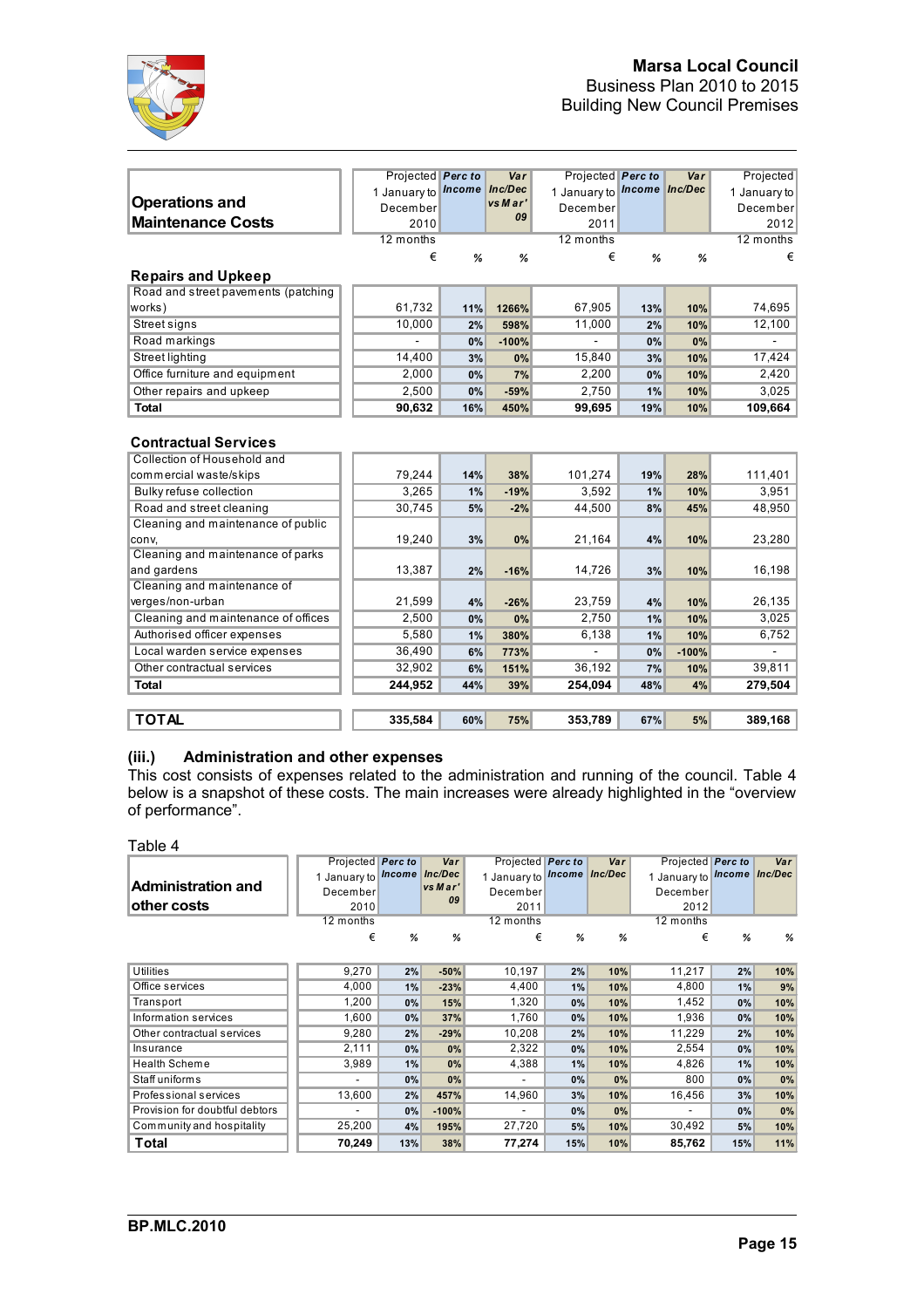| Operations and Maintenance Costs | Projected 1 January to December 2010 | Perc to Income | Var Inc/Dec vs Mar'09 | Projected 1 January to December 2011 | Perc to Income | Var Inc/Dec | Projected 1 January to December 2012 |
|---|---|---|---|---|---|---|---|
| | 12 months | | | 12 months | | | 12 months |
| | € | % | % | € | % | % | € |
| **Repairs and Upkeep** | | | | | | | |
| Road and street pavements (patching works) | 61,732 | 11% | 1266% | 67,905 | 13% | 10% | 74,695 |
| Street signs | 10,000 | 2% | 598% | 11,000 | 2% | 10% | 12,100 |
| Road markings | - | 0% | -100% | - | 0% | 0% | - |
| Street lighting | 14,400 | 3% | 0% | 15,840 | 3% | 10% | 17,424 |
| Office furniture and equipment | 2,000 | 0% | 7% | 2,200 | 0% | 10% | 2,420 |
| Other repairs and upkeep | 2,500 | 0% | -59% | 2,750 | 1% | 10% | 3,025 |
| **Total** | **90,632** | **16%** | **450%** | **99,695** | **19%** | **10%** | **109,664** |
| **Contractual Services** | | | | | | | |
| Collection of Household and commercial waste/skips | 79,244 | 14% | 38% | 101,274 | 19% | 28% | 111,401 |
| Bulky refuse collection | 3,265 | 1% | -19% | 3,592 | 1% | 10% | 3,951 |
| Road and street cleaning | 30,745 | 5% | -2% | 44,500 | 8% | 45% | 48,950 |
| Cleaning and maintenance of public conv, | 19,240 | 3% | 0% | 21,164 | 4% | 10% | 23,280 |
| Cleaning and maintenance of parks and gardens | 13,387 | 2% | -16% | 14,726 | 3% | 10% | 16,198 |
| Cleaning and maintenance of verges/non-urban | 21,599 | 4% | -26% | 23,759 | 4% | 10% | 26,135 |
| Cleaning and maintenance of offices | 2,500 | 0% | 0% | 2,750 | 1% | 10% | 3,025 |
| Authorised officer expenses | 5,580 | 1% | 380% | 6,138 | 1% | 10% | 6,752 |
| Local warden service expenses | 36,490 | 6% | 773% | - | 0% | -100% | - |
| Other contractual services | 32,902 | 6% | 151% | 36,192 | 7% | 10% | 39,811 |
| **Total** | **244,952** | **44%** | **39%** | **254,094** | **48%** | **4%** | **279,504** |
| **TOTAL** | **335,584** | **60%** | **75%** | **353,789** | **67%** | **5%** | **389,168** |

### (iii.) Administration and other expenses

This cost consists of expenses related to the administration and running of the council. Table 4 below is a snapshot of these costs. The main increases were already highlighted in the "overview of performance".

Table 4

| Administration and other costs | Projected 1 January to December 2010 | Perc to Income | Var Inc/Dec vs Mar'09 | Projected 1 January to December 2011 | Perc to Income | Var Inc/Dec | Projected 1 January to December 2012 | Perc to Income | Var Inc/Dec |
|---|---|---|---|---|---|---|---|---|---|
| | 12 months | | | 12 months | | | 12 months | | |
| | € | % | % | € | % | % | € | % | % |
| Utilities | 9,270 | 2% | -50% | 10,197 | 2% | 10% | 11,217 | 2% | 10% |
| Office services | 4,000 | 1% | -23% | 4,400 | 1% | 10% | 4,800 | 1% | 9% |
| Transport | 1,200 | 0% | 15% | 1,320 | 0% | 10% | 1,452 | 0% | 10% |
| Information services | 1,600 | 0% | 37% | 1,760 | 0% | 10% | 1,936 | 0% | 10% |
| Other contractual services | 9,280 | 2% | -29% | 10,208 | 2% | 10% | 11,229 | 2% | 10% |
| Insurance | 2,111 | 0% | 0% | 2,322 | 0% | 10% | 2,554 | 0% | 10% |
| Health Scheme | 3,989 | 1% | 0% | 4,388 | 1% | 10% | 4,826 | 1% | 10% |
| Staff uniforms | - | 0% | 0% | - | 0% | 0% | 800 | 0% | 0% |
| Professional services | 13,600 | 2% | 457% | 14,960 | 3% | 10% | 16,456 | 3% | 10% |
| Provision for doubtful debtors | - | 0% | -100% | - | 0% | 0% | - | 0% | 0% |
| Community and hospitality | 25,200 | 4% | 195% | 27,720 | 5% | 10% | 30,492 | 5% | 10% |
| **Total** | **70,249** | **13%** | **38%** | **77,274** | **15%** | **10%** | **85,762** | **15%** | **11%** |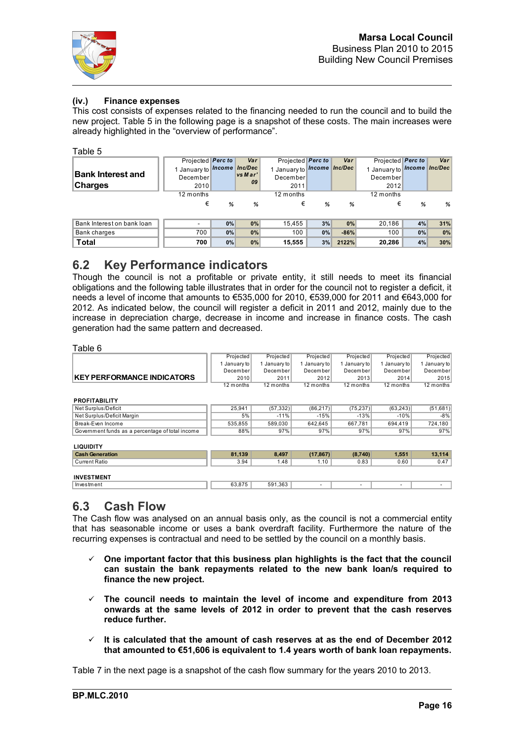**(iv.) Finance expenses**

This cost consists of expenses related to the financing needed to run the council and to build the new project. Table 5 in the following page is a snapshot of these costs. The main increases were already highlighted in the "overview of performance".

Table 5

| Bank Interest and Charges | Projected 1 January to December 2010 12 months | Perc to Income | Var Inc/Dec vs Mar' 09 | Projected 1 January to December 2011 12 months | Perc to Income | Var Inc/Dec | Projected 1 January to December 2012 12 months | Perc to Income | Var Inc/Dec |
|---|---|---|---|---|---|---|---|---|---|
| | € | % | % | € | % | % | € | % | % |
| Bank Interest on bank loan | - | 0% | 0% | 15,455 | 3% | 0% | 20,186 | 4% | 31% |
| Bank charges | 700 | 0% | 0% | 100 | 0% | -86% | 100 | 0% | 0% |
| **Total** | **700** | **0%** | **0%** | **15,555** | **3%** | **2122%** | **20,286** | **4%** | **30%** |

## 6.2 Key Performance indicators

Though the council is not a profitable or private entity, it still needs to meet its financial obligations and the following table illustrates that in order for the council not to register a deficit, it needs a level of income that amounts to €535,000 for 2010, €539,000 for 2011 and €643,000 for 2012. As indicated below, the council will register a deficit in 2011 and 2012, mainly due to the increase in depreciation charge, decrease in income and increase in finance costs. The cash generation had the same pattern and decreased.

Table 6

| KEY PERFORMANCE INDICATORS | Projected 1 January to December 2010 12 months | Projected 1 January to December 2011 12 months | Projected 1 January to December 2012 12 months | Projected 1 January to December 2013 12 months | Projected 1 January to December 2014 12 months | Projected 1 January to December 2015 12 months |
|---|---|---|---|---|---|---|
| **PROFITABILITY** | | | | | | |
| Net Surplus/Deficit | 25,941 | (57,332) | (86,217) | (75,237) | (63,243) | (51,681) |
| Net Surplus/Deficit Margin | 5% | -11% | -15% | -13% | -10% | -8% |
| Break-Even Income | 535,855 | 589,030 | 642,645 | 667,781 | 694,419 | 724,180 |
| Government funds as a percentage of total income | 88% | 97% | 97% | 97% | 97% | 97% |
| **LIQUIDITY** | | | | | | |
| **Cash Generation** | **81,139** | **8,497** | **(17,867)** | **(8,740)** | **1,551** | **13,114** |
| Current Ratio | 3.94 | 1.48 | 1.10 | 0.83 | 0.60 | 0.47 |
| **INVESTMENT** | | | | | | |
| Investment | 63,875 | 591,363 | - | - | - | - |

## 6.3 Cash Flow

The Cash flow was analysed on an annual basis only, as the council is not a commercial entity that has seasonable income or uses a bank overdraft facility. Furthermore the nature of the recurring expenses is contractual and need to be settled by the council on a monthly basis.

- ✓ **One important factor that this business plan highlights is the fact that the council can sustain the bank repayments related to the new bank loan/s required to finance the new project.**
- ✓ **The council needs to maintain the level of income and expenditure from 2013 onwards at the same levels of 2012 in order to prevent that the cash reserves reduce further.**
- ✓ **It is calculated that the amount of cash reserves at as the end of December 2012 that amounted to €51,606 is equivalent to 1.4 years worth of bank loan repayments.**

Table 7 in the next page is a snapshot of the cash flow summary for the years 2010 to 2013.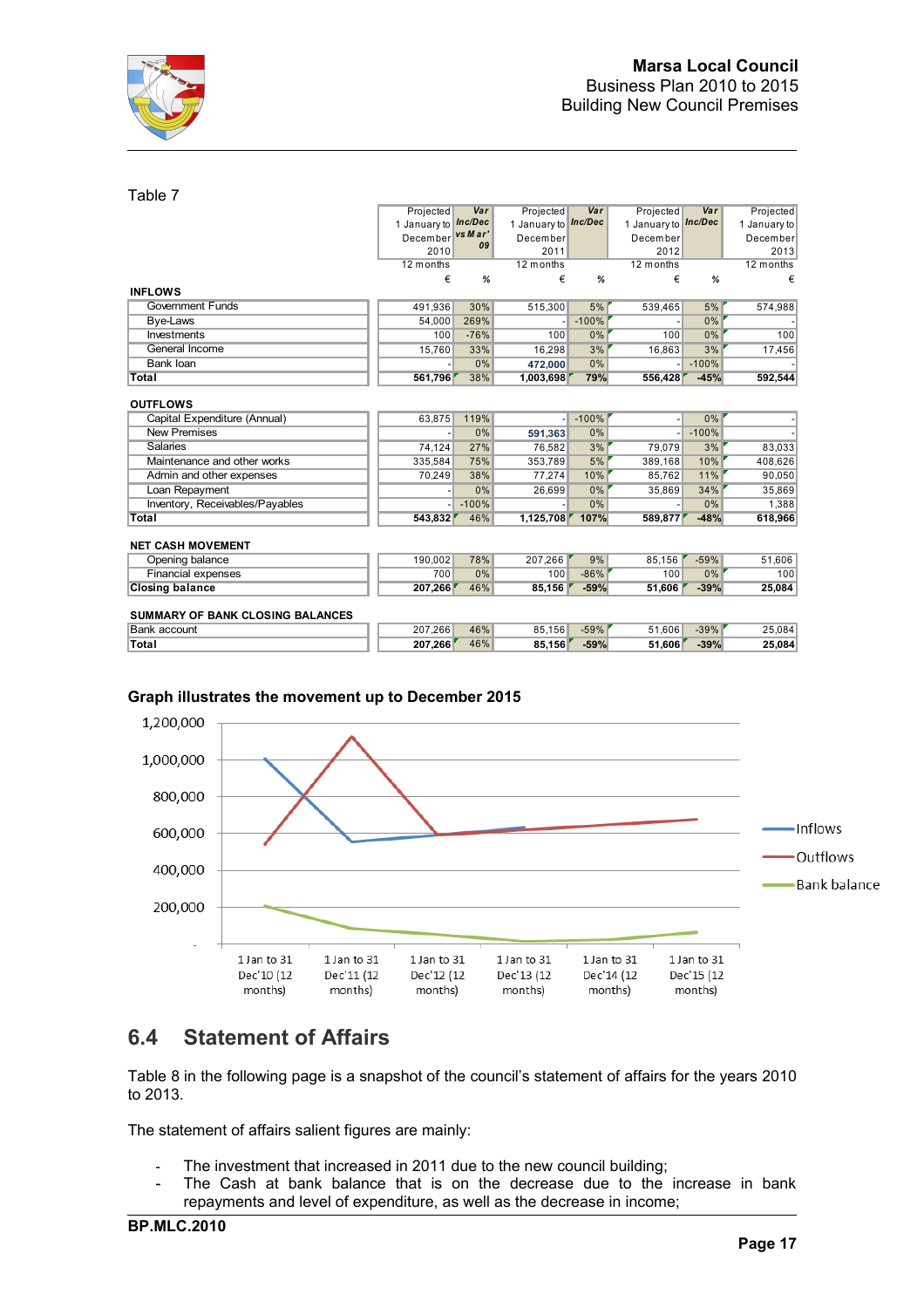Table 7

| | Projected 1 January to December 2010 | Var Inc/Dec vs Mar' 09 | Projected 1 January to December 2011 | Var Inc/Dec | Projected 1 January to December 2012 | Var Inc/Dec | Projected 1 January to December 2013 |
|---|---|---|---|---|---|---|---|
| | 12 months | | 12 months | | 12 months | | 12 months |
| | € | % | € | % | € | % | € |
| **INFLOWS** | | | | | | | |
| Government Funds | 491,936 | 30% | 515,300 | 5% | 539,465 | 5% | 574,988 |
| Bye-Laws | 54,000 | 269% | - | -100% | - | 0% | - |
| Investments | 100 | -76% | 100 | 0% | 100 | 0% | 100 |
| General Income | 15,760 | 33% | 16,298 | 3% | 16,863 | 3% | 17,456 |
| Bank loan | - | 0% | 472,000 | 0% | - | -100% | - |
| **Total** | **561,796** | 38% | **1,003,698** | **79%** | **556,428** | **-45%** | **592,544** |
| **OUTFLOWS** | | | | | | | |
| Capital Expenditure (Annual) | 63,875 | 119% | - | -100% | - | 0% | - |
| New Premises | - | 0% | 591,363 | 0% | - | -100% | - |
| Salaries | 74,124 | 27% | 76,582 | 3% | 79,079 | 3% | 83,033 |
| Maintenance and other works | 335,584 | 75% | 353,789 | 5% | 389,168 | 10% | 408,626 |
| Admin and other expenses | 70,249 | 38% | 77,274 | 10% | 85,762 | 11% | 90,050 |
| Loan Repayment | - | 0% | 26,699 | 0% | 35,869 | 34% | 35,869 |
| Inventory, Receivables/Payables | - | -100% | - | 0% | - | 0% | 1,388 |
| **Total** | **543,832** | 46% | **1,125,708** | **107%** | **589,877** | **-48%** | **618,966** |
| **NET CASH MOVEMENT** | | | | | | | |
| Opening balance | 190,002 | 78% | 207,266 | 9% | 85,156 | -59% | 51,606 |
| Financial expenses | 700 | 0% | 100 | -86% | 100 | 0% | 100 |
| **Closing balance** | **207,266** | 46% | **85,156** | **-59%** | **51,606** | **-39%** | **25,084** |
| **SUMMARY OF BANK CLOSING BALANCES** | | | | | | | |
| Bank account | 207,266 | 46% | 85,156 | -59% | 51,606 | -39% | 25,084 |
| **Total** | **207,266** | 46% | **85,156** | **-59%** | **51,606** | **-39%** | **25,084** |

**Graph illustrates the movement up to December 2015**

## 6.4 Statement of Affairs

Table 8 in the following page is a snapshot of the council's statement of affairs for the years 2010 to 2013.

The statement of affairs salient figures are mainly:

- The investment that increased in 2011 due to the new council building;
- The Cash at bank balance that is on the decrease due to the increase in bank repayments and level of expenditure, as well as the decrease in income;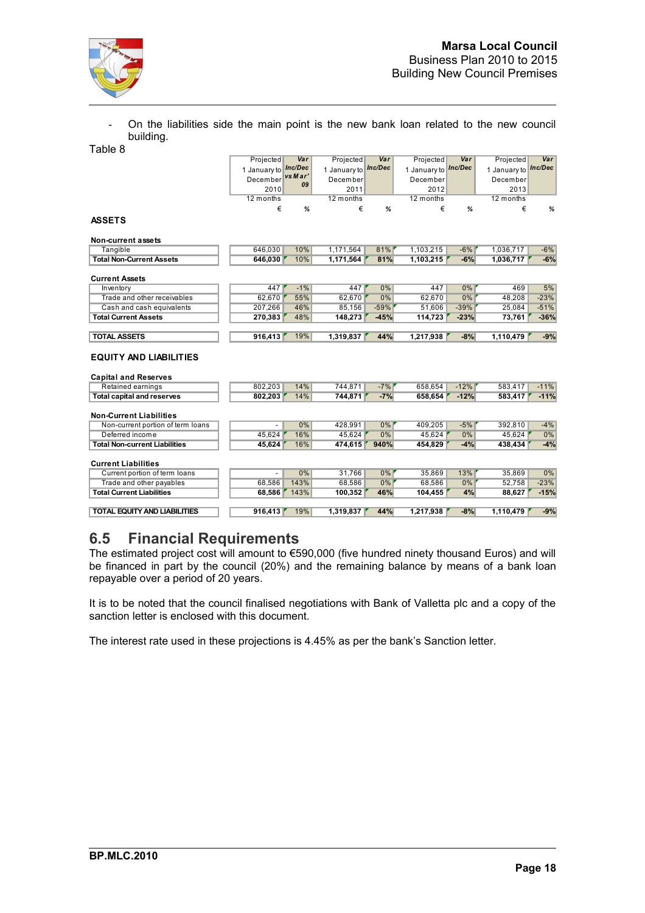- On the liabilities side the main point is the new bank loan related to the new council building.

Table 8

| | Projected 1 January to December 2010 | Var Inc/Dec vs Mar' 09 | Projected 1 January to December 2011 | Var Inc/Dec | Projected 1 January to December 2012 | Var Inc/Dec | Projected 1 January to December 2013 | Var Inc/Dec |
|---|---|---|---|---|---|---|---|---|
| | 12 months | | 12 months | | 12 months | | 12 months | |
| | € | % | € | % | € | % | € | % |
| **ASSETS** | | | | | | | | |
| **Non-current assets** | | | | | | | | |
| Tangible | 646,030 | 10% | 1,171,564 | 81% | 1,103,215 | -6% | 1,036,717 | -6% |
| **Total Non-Current Assets** | **646,030** | 10% | **1,171,564** | **81%** | **1,103,215** | **-6%** | **1,036,717** | **-6%** |
| **Current Assets** | | | | | | | | |
| Inventory | 447 | -1% | 447 | 0% | 447 | 0% | 469 | 5% |
| Trade and other receivables | 62,670 | 55% | 62,670 | 0% | 62,670 | 0% | 48,208 | -23% |
| Cash and cash equivalents | 207,266 | 46% | 85,156 | -59% | 51,606 | -39% | 25,084 | -51% |
| **Total Current Assets** | **270,383** | 48% | **148,273** | **-45%** | **114,723** | **-23%** | **73,761** | **-36%** |
| **TOTAL ASSETS** | **916,413** | 19% | **1,319,837** | **44%** | **1,217,938** | **-8%** | **1,110,479** | **-9%** |
| **EQUITY AND LIABILITIES** | | | | | | | | |
| **Capital and Reserves** | | | | | | | | |
| Retained earnings | 802,203 | 14% | 744,871 | -7% | 658,654 | -12% | 583,417 | -11% |
| **Total capital and reserves** | **802,203** | 14% | **744,871** | **-7%** | **658,654** | **-12%** | **583,417** | **-11%** |
| **Non-Current Liabilities** | | | | | | | | |
| Non-current portion of term loans | - | 0% | 428,991 | 0% | 409,205 | -5% | 392,810 | -4% |
| Deferred income | 45,624 | 16% | 45,624 | 0% | 45,624 | 0% | 45,624 | 0% |
| **Total Non-current Liabilities** | **45,624** | 16% | **474,615** | **940%** | **454,829** | **-4%** | **438,434** | **-4%** |
| **Current Liabilities** | | | | | | | | |
| Current portion of term loans | - | 0% | 31,766 | 0% | 35,869 | 13% | 35,869 | 0% |
| Trade and other payables | 68,586 | 143% | 68,586 | 0% | 68,586 | 0% | 52,758 | -23% |
| **Total Current Liabilities** | **68,586** | 143% | **100,352** | **46%** | **104,455** | **4%** | **88,627** | **-15%** |
| **TOTAL EQUITY AND LIABILITIES** | **916,413** | 19% | **1,319,837** | **44%** | **1,217,938** | **-8%** | **1,110,479** | **-9%** |

## 6.5 Financial Requirements

The estimated project cost will amount to €590,000 (five hundred ninety thousand Euros) and will be financed in part by the council (20%) and the remaining balance by means of a bank loan repayable over a period of 20 years.

It is to be noted that the council finalised negotiations with Bank of Valletta plc and a copy of the sanction letter is enclosed with this document.

The interest rate used in these projections is 4.45% as per the bank's Sanction letter.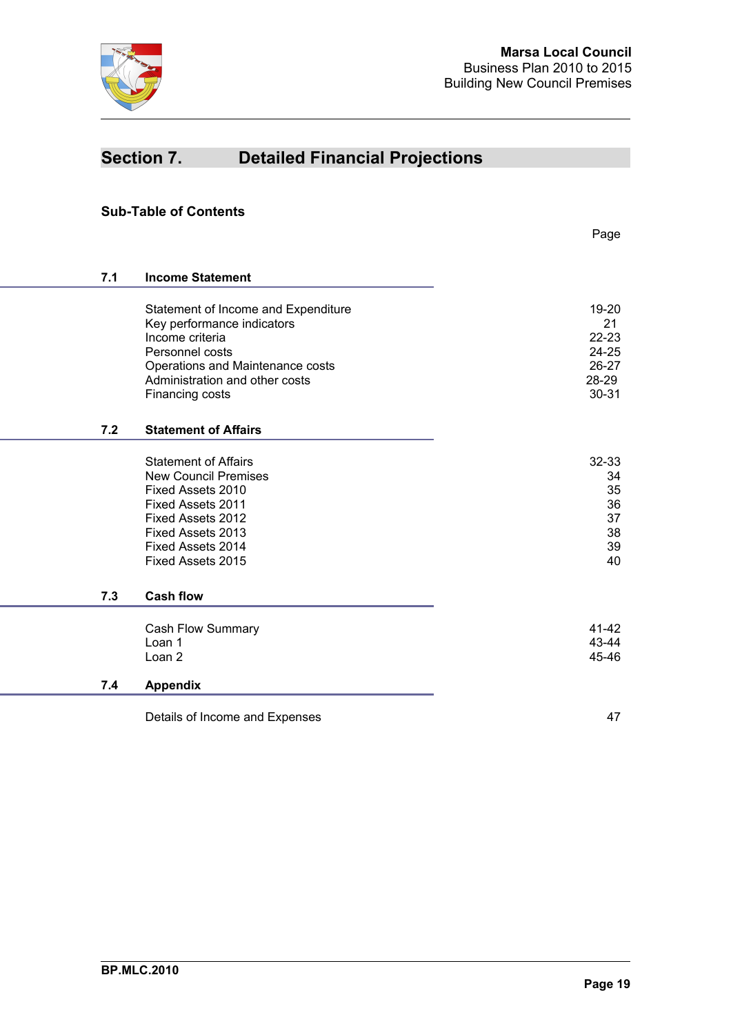## Section 7. Detailed Financial Projections

### Sub-Table of Contents

| | | Page |
|---|---|---|
| **7.1** | **Income Statement** | |
| | Statement of Income and Expenditure | 19-20 |
| | Key performance indicators | 21 |
| | Income criteria | 22-23 |
| | Personnel costs | 24-25 |
| | Operations and Maintenance costs | 26-27 |
| | Administration and other costs | 28-29 |
| | Financing costs | 30-31 |
| **7.2** | **Statement of Affairs** | |
| | Statement of Affairs | 32-33 |
| | New Council Premises | 34 |
| | Fixed Assets 2010 | 35 |
| | Fixed Assets 2011 | 36 |
| | Fixed Assets 2012 | 37 |
| | Fixed Assets 2013 | 38 |
| | Fixed Assets 2014 | 39 |
| | Fixed Assets 2015 | 40 |
| **7.3** | **Cash flow** | |
| | Cash Flow Summary | 41-42 |
| | Loan 1 | 43-44 |
| | Loan 2 | 45-46 |
| **7.4** | **Appendix** | |
| | Details of Income and Expenses | 47 |